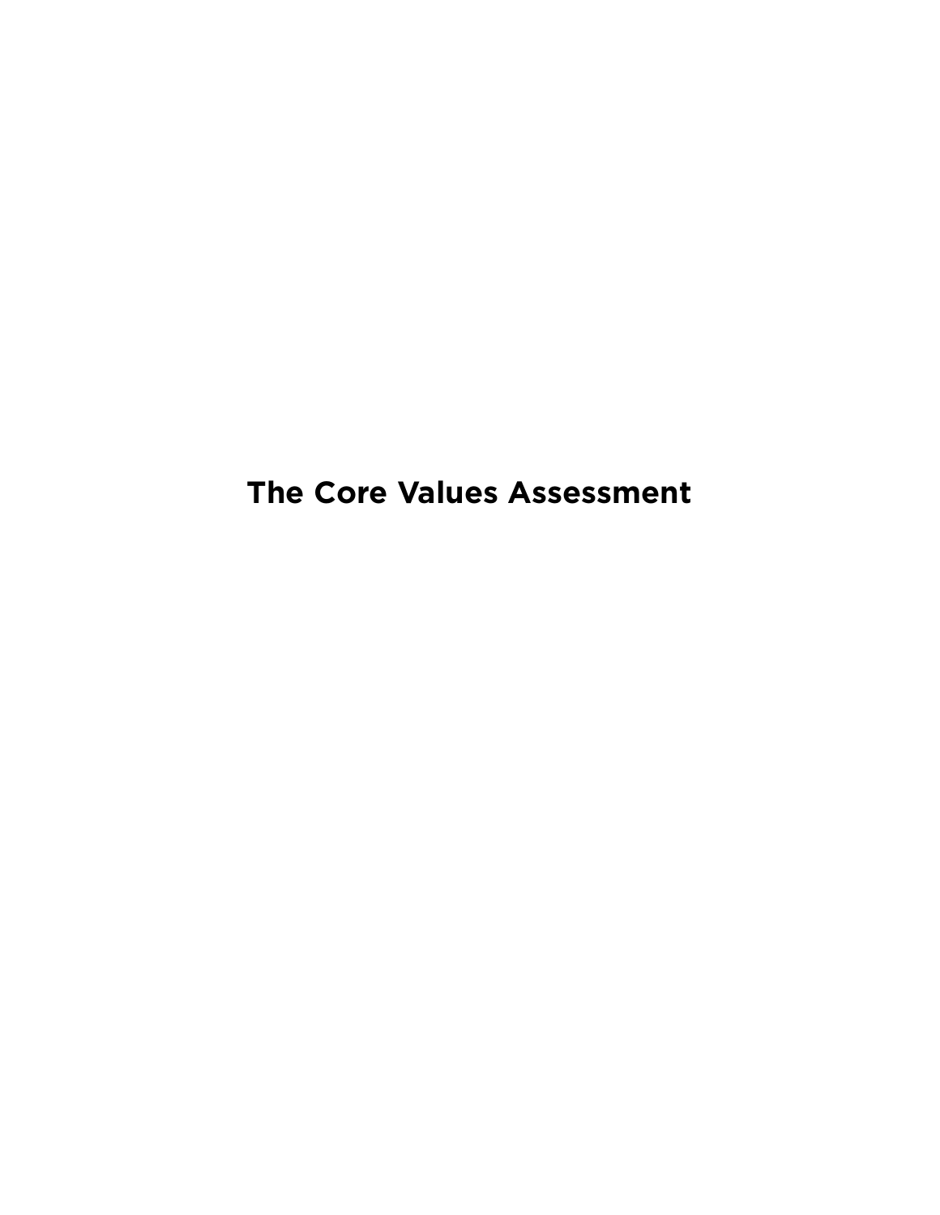# The Core Values Assessment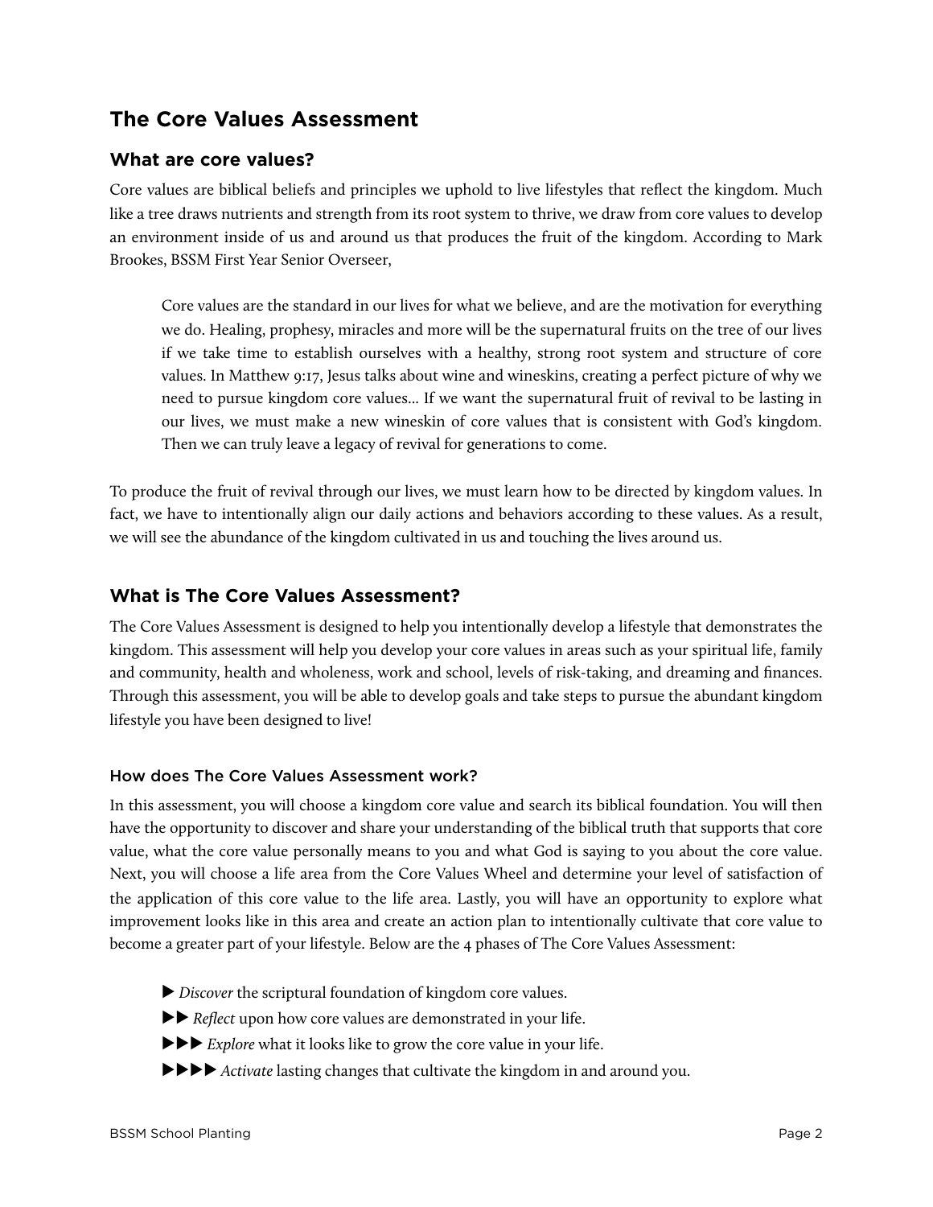## The Core Values Assessment

### What are core values?

Core values are biblical beliefs and principles we uphold to live lifestyles that reflect the kingdom. Much like a tree draws nutrients and strength from its root system to thrive, we draw from core values to develop an environment inside of us and around us that produces the fruit of the kingdom. According to Mark Brookes, BSSM First Year Senior Overseer,

> Core values are the standard in our lives for what we believe, and are the motivation for everything we do. Healing, prophesy, miracles and more will be the supernatural fruits on the tree of our lives if we take time to establish ourselves with a healthy, strong root system and structure of core values. In Matthew 9:17, Jesus talks about wine and wineskins, creating a perfect picture of why we need to pursue kingdom core values… If we want the supernatural fruit of revival to be lasting in our lives, we must make a new wineskin of core values that is consistent with God's kingdom. Then we can truly leave a legacy of revival for generations to come.

To produce the fruit of revival through our lives, we must learn how to be directed by kingdom values. In fact, we have to intentionally align our daily actions and behaviors according to these values. As a result, we will see the abundance of the kingdom cultivated in us and touching the lives around us.

### What is The Core Values Assessment?

The Core Values Assessment is designed to help you intentionally develop a lifestyle that demonstrates the kingdom. This assessment will help you develop your core values in areas such as your spiritual life, family and community, health and wholeness, work and school, levels of risk-taking, and dreaming and finances. Through this assessment, you will be able to develop goals and take steps to pursue the abundant kingdom lifestyle you have been designed to live!

#### How does The Core Values Assessment work?

In this assessment, you will choose a kingdom core value and search its biblical foundation. You will then have the opportunity to discover and share your understanding of the biblical truth that supports that core value, what the core value personally means to you and what God is saying to you about the core value. Next, you will choose a life area from the Core Values Wheel and determine your level of satisfaction of the application of this core value to the life area. Lastly, you will have an opportunity to explore what improvement looks like in this area and create an action plan to intentionally cultivate that core value to become a greater part of your lifestyle. Below are the 4 phases of The Core Values Assessment:

- ▶ *Discover* the scriptural foundation of kingdom core values.
- ▶▶ *Reflect* upon how core values are demonstrated in your life.
- ▶▶▶ *Explore* what it looks like to grow the core value in your life.
- ▶▶▶▶ *Activate* lasting changes that cultivate the kingdom in and around you.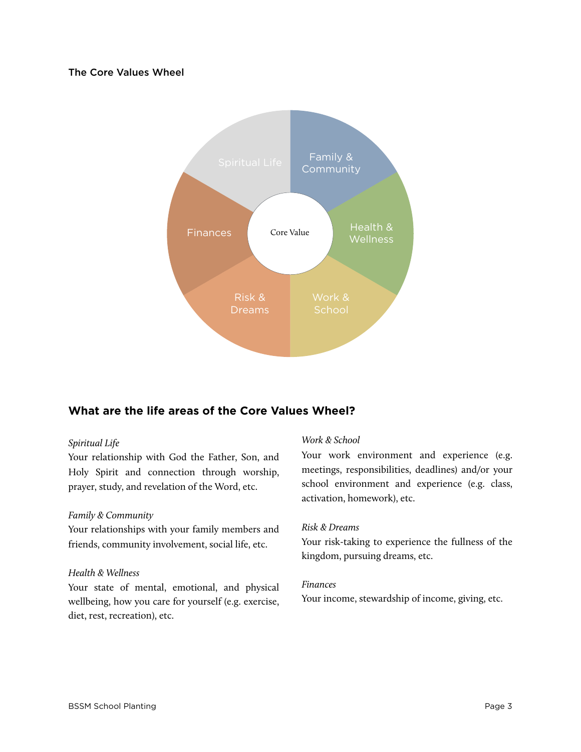The Core Values Wheel

Spiritual Life

Family & Community

Health & Wellness

Work & School

Risk & Dreams

Finances

Core Value

## What are the life areas of the Core Values Wheel?

*Spiritual Life*
Your relationship with God the Father, Son, and Holy Spirit and connection through worship, prayer, study, and revelation of the Word, etc.

*Family & Community*
Your relationships with your family members and friends, community involvement, social life, etc.

*Health & Wellness*
Your state of mental, emotional, and physical wellbeing, how you care for yourself (e.g. exercise, diet, rest, recreation), etc.

*Work & School*
Your work environment and experience (e.g. meetings, responsibilities, deadlines) and/or your school environment and experience (e.g. class, activation, homework), etc.

*Risk & Dreams*
Your risk-taking to experience the fullness of the kingdom, pursuing dreams, etc.

*Finances*
Your income, stewardship of income, giving, etc.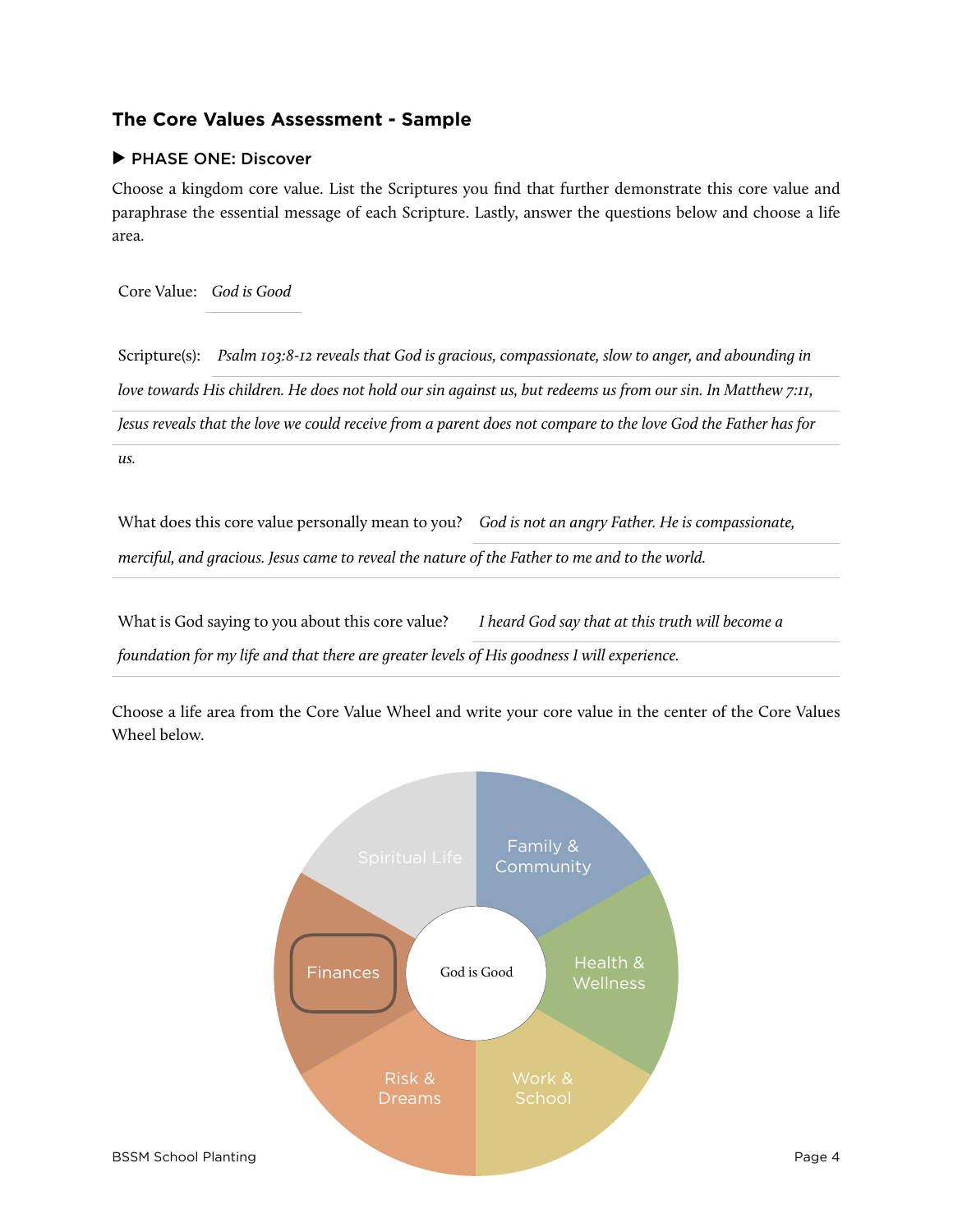## The Core Values Assessment - Sample

### ▶ PHASE ONE: Discover

Choose a kingdom core value. List the Scriptures you find that further demonstrate this core value and paraphrase the essential message of each Scripture. Lastly, answer the questions below and choose a life area.

Core Value: *God is Good*

Scripture(s): *Psalm 103:8-12 reveals that God is gracious, compassionate, slow to anger, and abounding in love towards His children. He does not hold our sin against us, but redeems us from our sin. In Matthew 7:11, Jesus reveals that the love we could receive from a parent does not compare to the love God the Father has for us.*

What does this core value personally mean to you? *God is not an angry Father. He is compassionate, merciful, and gracious. Jesus came to reveal the nature of the Father to me and to the world.*

What is God saying to you about this core value? *I heard God say that at this truth will become a foundation for my life and that there are greater levels of His goodness I will experience.*

Choose a life area from the Core Value Wheel and write your core value in the center of the Core Values Wheel below.

Spiritual Life | Family & Community | Health & Wellness | Work & School | Risk & Dreams | **Finances** (selected)

Center: God is Good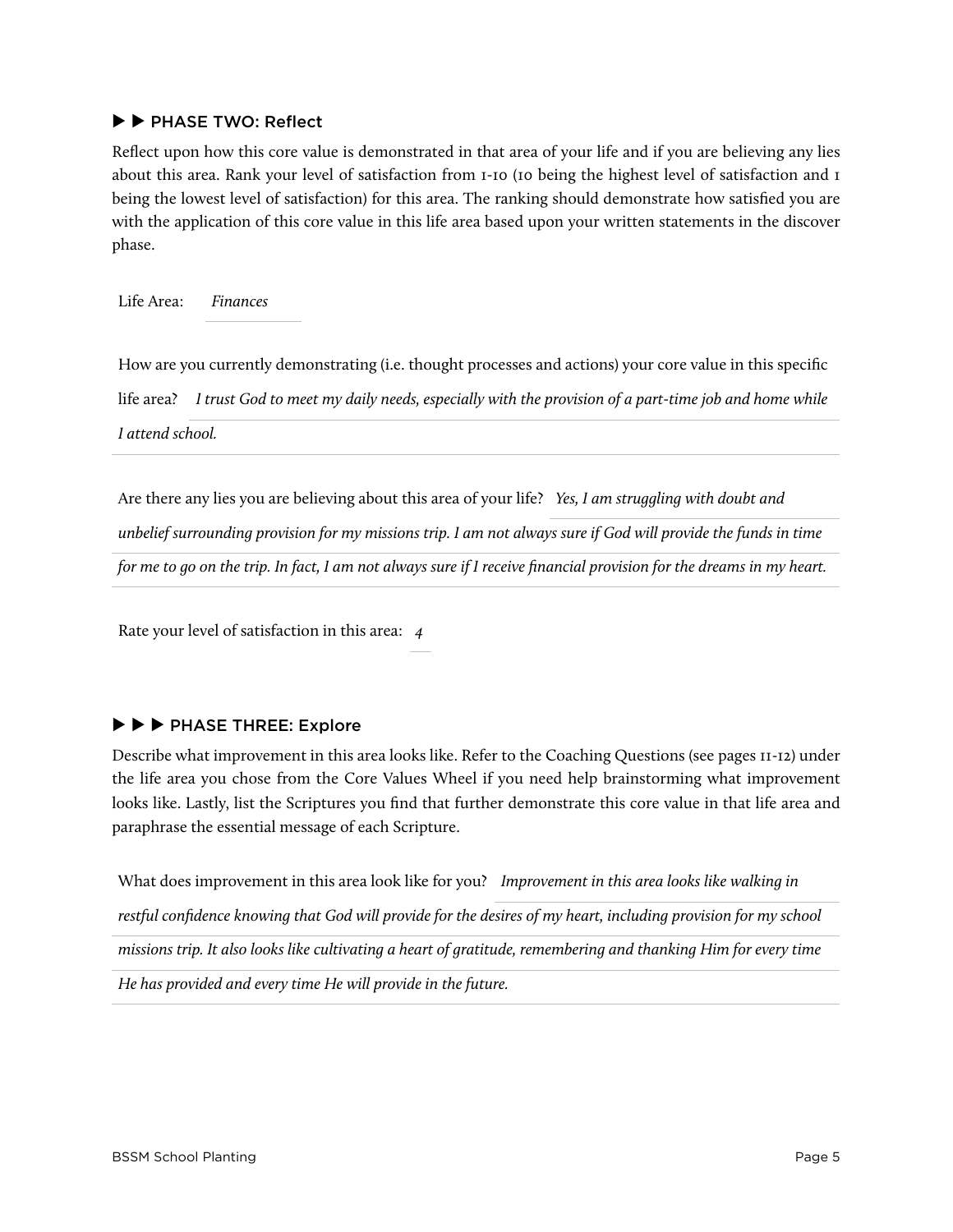### ▶ ▶ PHASE TWO: Reflect

Reflect upon how this core value is demonstrated in that area of your life and if you are believing any lies about this area. Rank your level of satisfaction from 1-10 (10 being the highest level of satisfaction and 1 being the lowest level of satisfaction) for this area. The ranking should demonstrate how satisfied you are with the application of this core value in this life area based upon your written statements in the discover phase.

Life Area: *Finances*

How are you currently demonstrating (i.e. thought processes and actions) your core value in this specific life area? *I trust God to meet my daily needs, especially with the provision of a part-time job and home while I attend school.*

Are there any lies you are believing about this area of your life? *Yes, I am struggling with doubt and unbelief surrounding provision for my missions trip. I am not always sure if God will provide the funds in time for me to go on the trip. In fact, I am not always sure if I receive financial provision for the dreams in my heart.*

Rate your level of satisfaction in this area: *4*

### ▶ ▶ ▶ PHASE THREE: Explore

Describe what improvement in this area looks like. Refer to the Coaching Questions (see pages 11-12) under the life area you chose from the Core Values Wheel if you need help brainstorming what improvement looks like. Lastly, list the Scriptures you find that further demonstrate this core value in that life area and paraphrase the essential message of each Scripture.

What does improvement in this area look like for you? *Improvement in this area looks like walking in restful confidence knowing that God will provide for the desires of my heart, including provision for my school missions trip. It also looks like cultivating a heart of gratitude, remembering and thanking Him for every time He has provided and every time He will provide in the future.*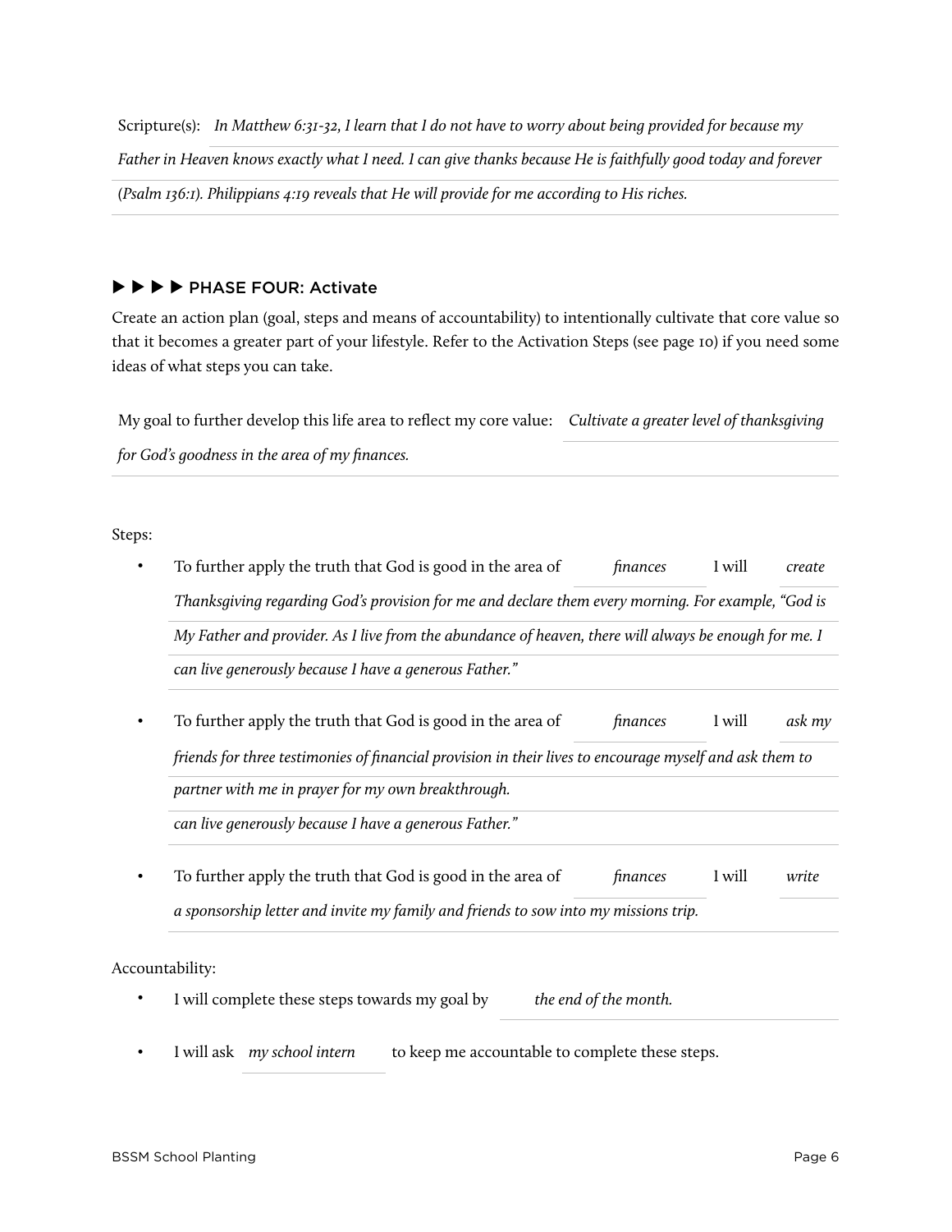Scripture(s): *In Matthew 6:31-32, I learn that I do not have to worry about being provided for because my Father in Heaven knows exactly what I need. I can give thanks because He is faithfully good today and forever (Psalm 136:1). Philippians 4:19 reveals that He will provide for me according to His riches.*

## ▶▶▶▶ PHASE FOUR: Activate

Create an action plan (goal, steps and means of accountability) to intentionally cultivate that core value so that it becomes a greater part of your lifestyle. Refer to the Activation Steps (see page 10) if you need some ideas of what steps you can take.

My goal to further develop this life area to reflect my core value: *Cultivate a greater level of thanksgiving for God's goodness in the area of my finances.*

Steps:

- To further apply the truth that God is good in the area of *finances* I will *create Thanksgiving regarding God's provision for me and declare them every morning. For example, "God is My Father and provider. As I live from the abundance of heaven, there will always be enough for me. I can live generously because I have a generous Father."*
- To further apply the truth that God is good in the area of *finances* I will *ask my friends for three testimonies of financial provision in their lives to encourage myself and ask them to partner with me in prayer for my own breakthrough. can live generously because I have a generous Father."*
- To further apply the truth that God is good in the area of *finances* I will *write a sponsorship letter and invite my family and friends to sow into my missions trip.*

Accountability:

- I will complete these steps towards my goal by *the end of the month.*
- I will ask *my school intern* to keep me accountable to complete these steps.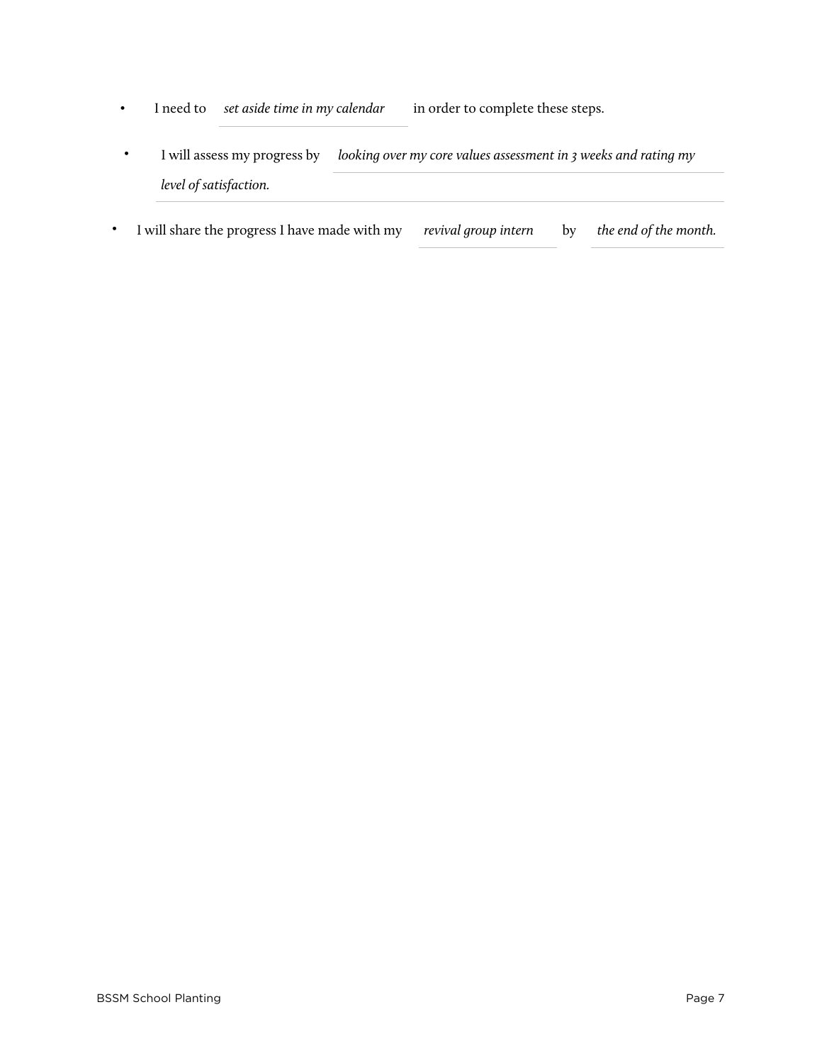- I need to *set aside time in my calendar* in order to complete these steps.
- I will assess my progress by *looking over my core values assessment in 3 weeks and rating my level of satisfaction.*
- I will share the progress I have made with my *revival group intern* by *the end of the month.*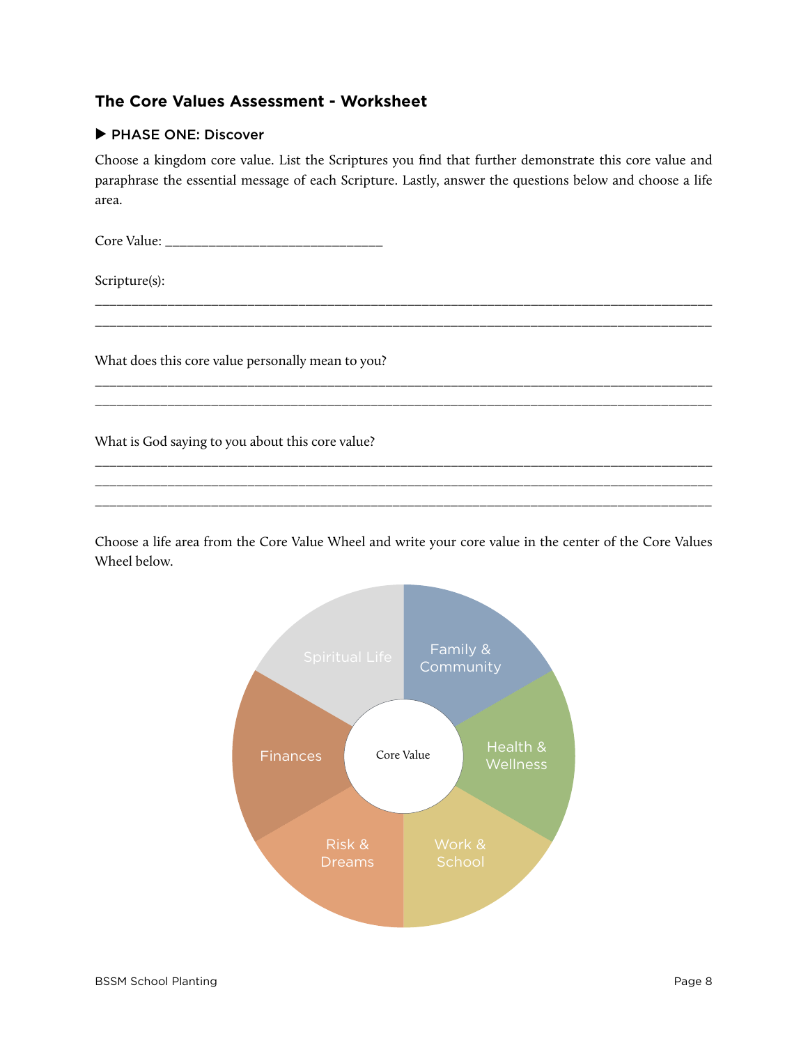## The Core Values Assessment - Worksheet

### ▶ PHASE ONE: Discover

Choose a kingdom core value. List the Scriptures you find that further demonstrate this core value and paraphrase the essential message of each Scripture. Lastly, answer the questions below and choose a life area.

Core Value: ______________________________

Scripture(s):

______________________________________________________________________________________

______________________________________________________________________________________

What does this core value personally mean to you?

______________________________________________________________________________________

______________________________________________________________________________________

What is God saying to you about this core value?

______________________________________________________________________________________

______________________________________________________________________________________

______________________________________________________________________________________

Choose a life area from the Core Value Wheel and write your core value in the center of the Core Values Wheel below.

Spiritual Life

Family & Community

Health & Wellness

Work & School

Risk & Dreams

Finances

Core Value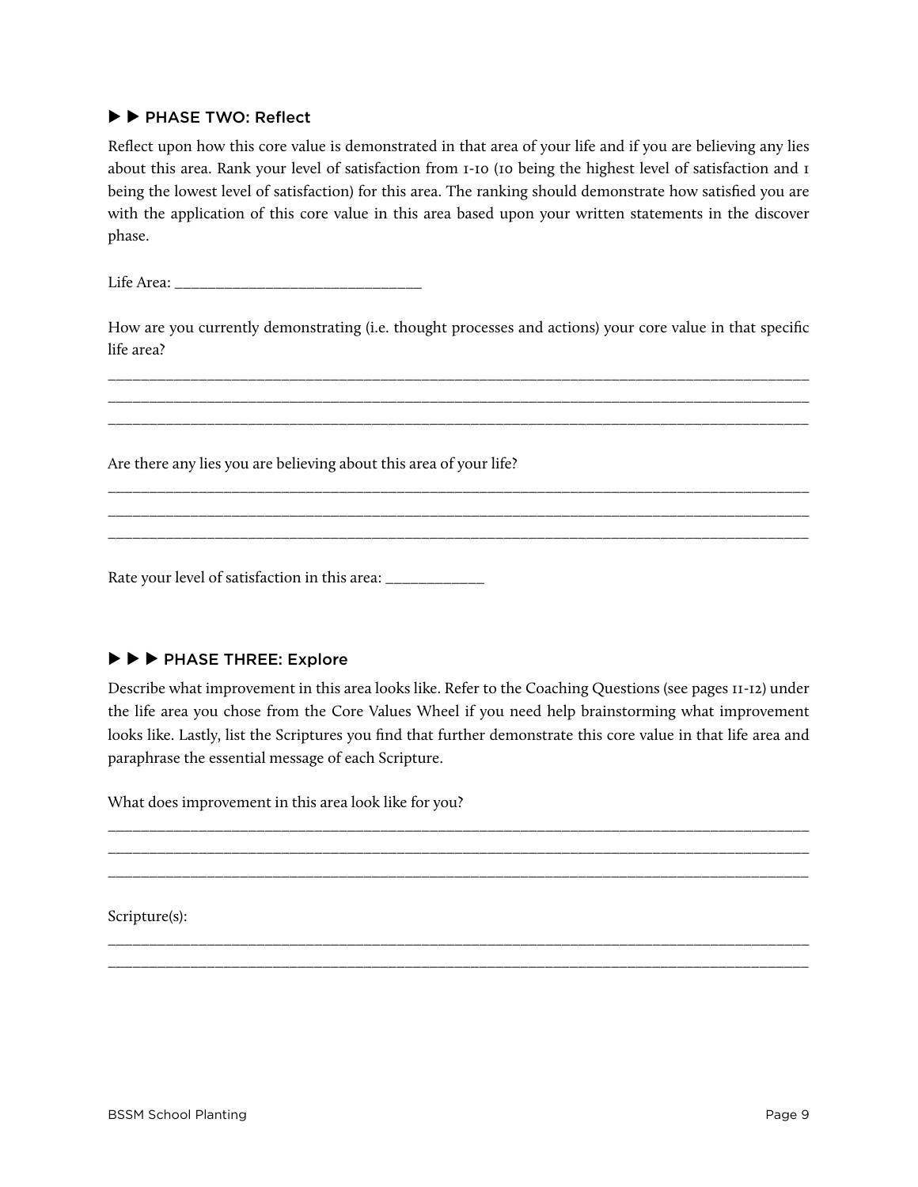## ▶ ▶ PHASE TWO: Reflect

Reflect upon how this core value is demonstrated in that area of your life and if you are believing any lies about this area. Rank your level of satisfaction from 1-10 (10 being the highest level of satisfaction and 1 being the lowest level of satisfaction) for this area. The ranking should demonstrate how satisfied you are with the application of this core value in this area based upon your written statements in the discover phase.

Life Area: ______________________________

How are you currently demonstrating (i.e. thought processes and actions) your core value in that specific life area?

_____________________________________________________________________________________
_____________________________________________________________________________________
_____________________________________________________________________________________

Are there any lies you are believing about this area of your life?

_____________________________________________________________________________________
_____________________________________________________________________________________
_____________________________________________________________________________________

Rate your level of satisfaction in this area: ____________

## ▶ ▶ ▶ PHASE THREE: Explore

Describe what improvement in this area looks like. Refer to the Coaching Questions (see pages 11-12) under the life area you chose from the Core Values Wheel if you need help brainstorming what improvement looks like. Lastly, list the Scriptures you find that further demonstrate this core value in that life area and paraphrase the essential message of each Scripture.

What does improvement in this area look like for you?

_____________________________________________________________________________________
_____________________________________________________________________________________
_____________________________________________________________________________________

Scripture(s):

_____________________________________________________________________________________
_____________________________________________________________________________________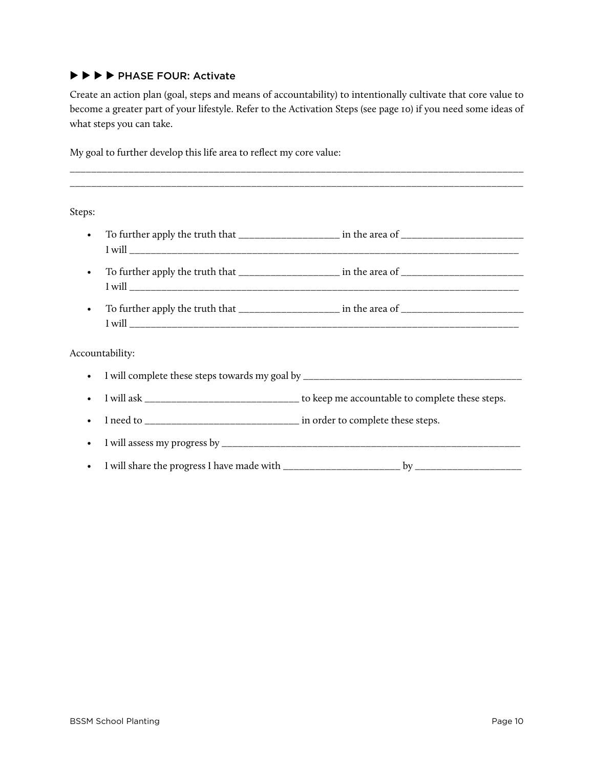### ▶ ▶ ▶ ▶ PHASE FOUR: Activate

Create an action plan (goal, steps and means of accountability) to intentionally cultivate that core value to become a greater part of your lifestyle. Refer to the Activation Steps (see page 10) if you need some ideas of what steps you can take.

My goal to further develop this life area to reflect my core value:

_______________________________________________________________________________________

_______________________________________________________________________________________

Steps:

- To further apply the truth that __________________ in the area of _____________________ I will __________________________________________________________________________
- To further apply the truth that __________________ in the area of _____________________ I will __________________________________________________________________________
- To further apply the truth that __________________ in the area of _____________________ I will __________________________________________________________________________

Accountability:

- I will complete these steps towards my goal by ________________________________________
- I will ask ____________________________ to keep me accountable to complete these steps.
- I need to ____________________________ in order to complete these steps.
- I will assess my progress by __________________________________________________________
- I will share the progress I have made with _____________________ by ___________________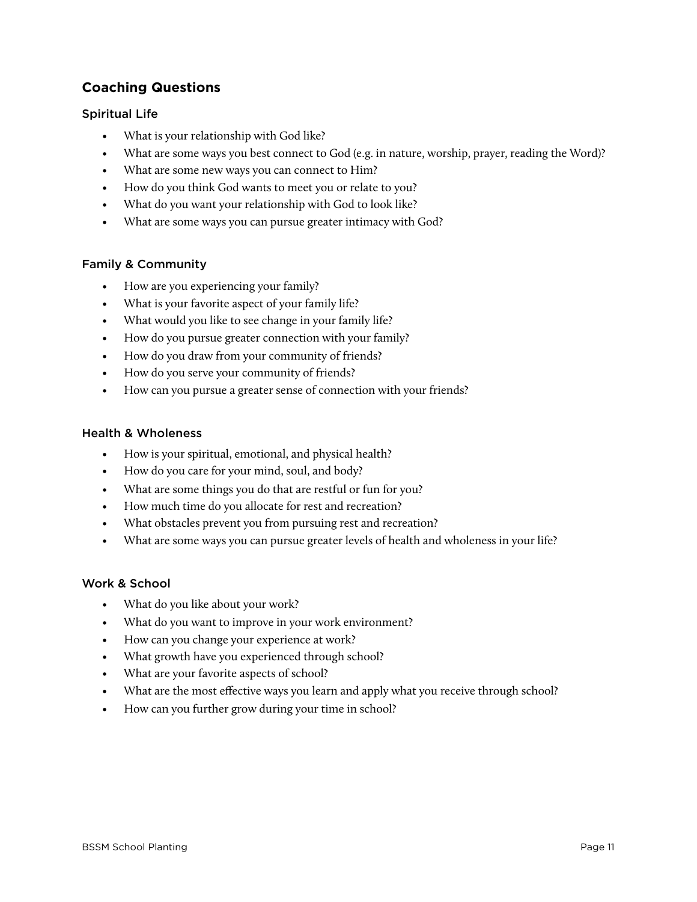## Coaching Questions

### Spiritual Life

- What is your relationship with God like?
- What are some ways you best connect to God (e.g. in nature, worship, prayer, reading the Word)?
- What are some new ways you can connect to Him?
- How do you think God wants to meet you or relate to you?
- What do you want your relationship with God to look like?
- What are some ways you can pursue greater intimacy with God?

### Family & Community

- How are you experiencing your family?
- What is your favorite aspect of your family life?
- What would you like to see change in your family life?
- How do you pursue greater connection with your family?
- How do you draw from your community of friends?
- How do you serve your community of friends?
- How can you pursue a greater sense of connection with your friends?

### Health & Wholeness

- How is your spiritual, emotional, and physical health?
- How do you care for your mind, soul, and body?
- What are some things you do that are restful or fun for you?
- How much time do you allocate for rest and recreation?
- What obstacles prevent you from pursuing rest and recreation?
- What are some ways you can pursue greater levels of health and wholeness in your life?

### Work & School

- What do you like about your work?
- What do you want to improve in your work environment?
- How can you change your experience at work?
- What growth have you experienced through school?
- What are your favorite aspects of school?
- What are the most effective ways you learn and apply what you receive through school?
- How can you further grow during your time in school?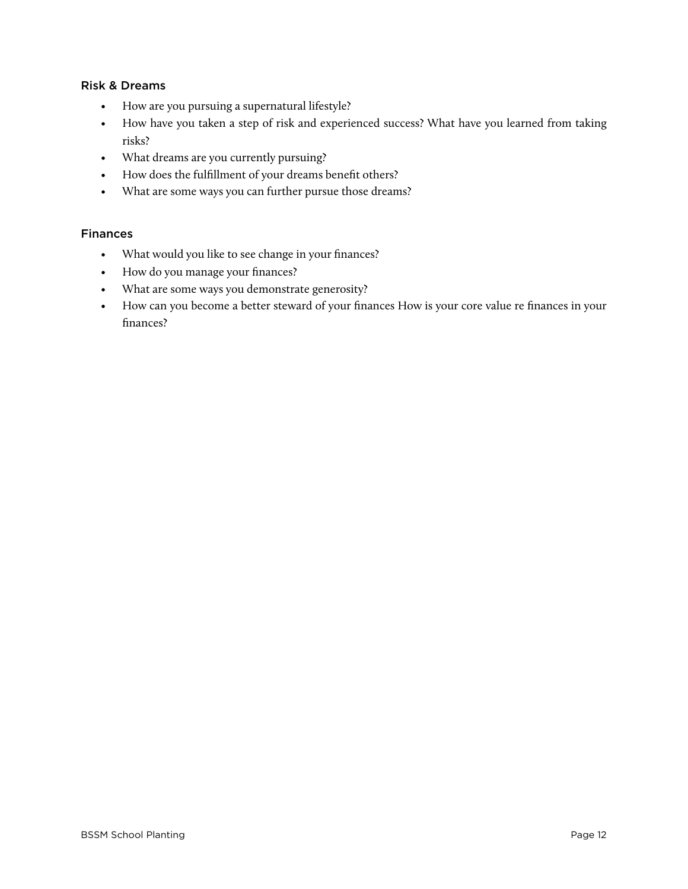### Risk & Dreams

- How are you pursuing a supernatural lifestyle?
- How have you taken a step of risk and experienced success? What have you learned from taking risks?
- What dreams are you currently pursuing?
- How does the fulfillment of your dreams benefit others?
- What are some ways you can further pursue those dreams?

### Finances

- What would you like to see change in your finances?
- How do you manage your finances?
- What are some ways you demonstrate generosity?
- How can you become a better steward of your finances How is your core value re finances in your finances?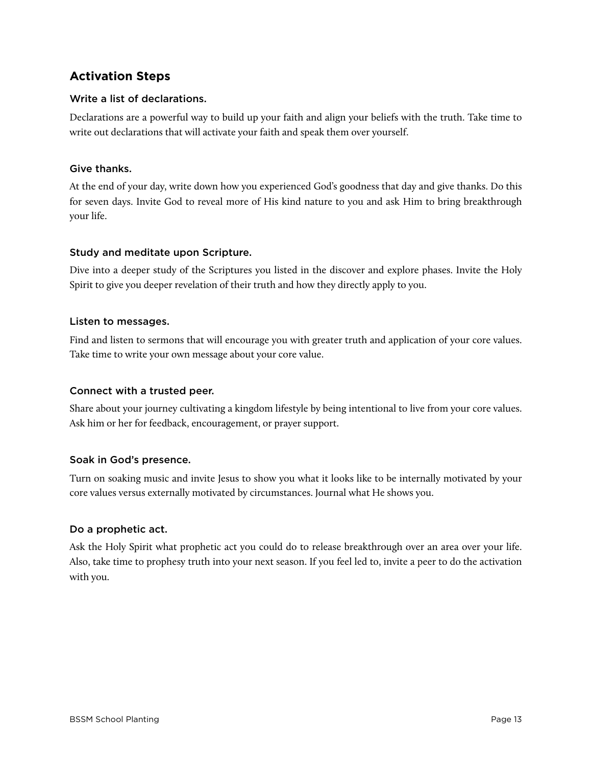## Activation Steps

### Write a list of declarations.

Declarations are a powerful way to build up your faith and align your beliefs with the truth. Take time to write out declarations that will activate your faith and speak them over yourself.

### Give thanks.

At the end of your day, write down how you experienced God's goodness that day and give thanks. Do this for seven days. Invite God to reveal more of His kind nature to you and ask Him to bring breakthrough your life.

### Study and meditate upon Scripture.

Dive into a deeper study of the Scriptures you listed in the discover and explore phases. Invite the Holy Spirit to give you deeper revelation of their truth and how they directly apply to you.

### Listen to messages.

Find and listen to sermons that will encourage you with greater truth and application of your core values. Take time to write your own message about your core value.

### Connect with a trusted peer.

Share about your journey cultivating a kingdom lifestyle by being intentional to live from your core values. Ask him or her for feedback, encouragement, or prayer support.

### Soak in God's presence.

Turn on soaking music and invite Jesus to show you what it looks like to be internally motivated by your core values versus externally motivated by circumstances. Journal what He shows you.

### Do a prophetic act.

Ask the Holy Spirit what prophetic act you could do to release breakthrough over an area over your life. Also, take time to prophesy truth into your next season. If you feel led to, invite a peer to do the activation with you.